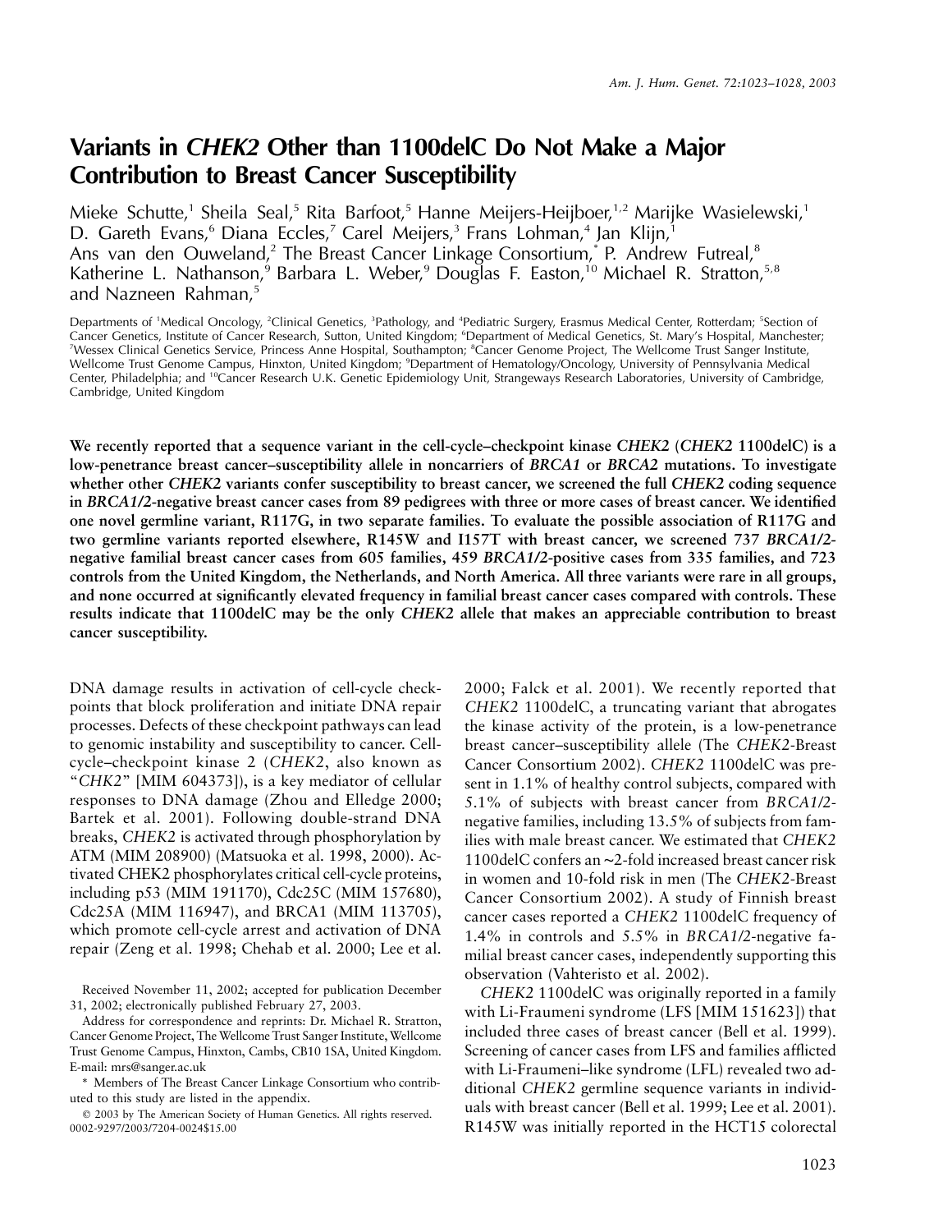# Variants in *CHEK2* Other than 1100delC Do Not Make a Major Contribution to Breast Cancer Susceptibility

Mieke Schutte,[1] Sheila Seal,[5] Rita Barfoot,[5] Hanne Meijers-Heijboer,[1,2] Marijke Wasielewski,[1] D. Gareth Evans,[6] Diana Eccles,[7] Carel Meijers,[3] Frans Lohman,[4] Jan Klijn,[1] Ans van den Ouweland,[2] The Breast Cancer Linkage Consortium,* P. Andrew Futreal,[8] Katherine L. Nathanson,[9] Barbara L. Weber,[9] Douglas F. Easton,[10] Michael R. Stratton,[5,8] and Nazneen Rahman,[5]

Departments of [1]Medical Oncology, [2]Clinical Genetics, [3]Pathology, and [4]Pediatric Surgery, Erasmus Medical Center, Rotterdam; [5]Section of Cancer Genetics, Institute of Cancer Research, Sutton, United Kingdom; [6]Department of Medical Genetics, St. Mary's Hospital, Manchester; [7]Wessex Clinical Genetics Service, Princess Anne Hospital, Southampton; [8]Cancer Genome Project, The Wellcome Trust Sanger Institute, Wellcome Trust Genome Campus, Hinxton, United Kingdom; [9]Department of Hematology/Oncology, University of Pennsylvania Medical Center, Philadelphia; and [10]Cancer Research U.K. Genetic Epidemiology Unit, Strangeways Research Laboratories, University of Cambridge, Cambridge, United Kingdom

**We recently reported that a sequence variant in the cell-cycle–checkpoint kinase *CHEK2* (*CHEK2* 1100delC) is a low-penetrance breast cancer–susceptibility allele in noncarriers of *BRCA1* or *BRCA2* mutations. To investigate whether other *CHEK2* variants confer susceptibility to breast cancer, we screened the full *CHEK2* coding sequence in *BRCA1/2*-negative breast cancer cases from 89 pedigrees with three or more cases of breast cancer. We identified one novel germline variant, R117G, in two separate families. To evaluate the possible association of R117G and two germline variants reported elsewhere, R145W and I157T with breast cancer, we screened 737 *BRCA1/2*-negative familial breast cancer cases from 605 families, 459 *BRCA1/2*-positive cases from 335 families, and 723 controls from the United Kingdom, the Netherlands, and North America. All three variants were rare in all groups, and none occurred at significantly elevated frequency in familial breast cancer cases compared with controls. These results indicate that 1100delC may be the only *CHEK2* allele that makes an appreciable contribution to breast cancer susceptibility.**

DNA damage results in activation of cell-cycle checkpoints that block proliferation and initiate DNA repair processes. Defects of these checkpoint pathways can lead to genomic instability and susceptibility to cancer. Cell-cycle–checkpoint kinase 2 (*CHEK2*, also known as "*CHK2*" [MIM 604373]), is a key mediator of cellular responses to DNA damage (Zhou and Elledge 2000; Bartek et al. 2001). Following double-strand DNA breaks, *CHEK2* is activated through phosphorylation by ATM (MIM 208900) (Matsuoka et al. 1998, 2000). Activated CHEK2 phosphorylates critical cell-cycle proteins, including p53 (MIM 191170), Cdc25C (MIM 157680), Cdc25A (MIM 116947), and BRCA1 (MIM 113705), which promote cell-cycle arrest and activation of DNA repair (Zeng et al. 1998; Chehab et al. 2000; Lee et al. 2000; Falck et al. 2001). We recently reported that *CHEK2* 1100delC, a truncating variant that abrogates the kinase activity of the protein, is a low-penetrance breast cancer–susceptibility allele (The *CHEK2*-Breast Cancer Consortium 2002). *CHEK2* 1100delC was present in 1.1% of healthy control subjects, compared with 5.1% of subjects with breast cancer from *BRCA1/2*-negative families, including 13.5% of subjects from families with male breast cancer. We estimated that *CHEK2* 1100delC confers an ~2-fold increased breast cancer risk in women and 10-fold risk in men (The *CHEK2*-Breast Cancer Consortium 2002). A study of Finnish breast cancer cases reported a *CHEK2* 1100delC frequency of 1.4% in controls and 5.5% in *BRCA1/2*-negative familial breast cancer cases, independently supporting this observation (Vahteristo et al. 2002).

*CHEK2* 1100delC was originally reported in a family with Li-Fraumeni syndrome (LFS [MIM 151623]) that included three cases of breast cancer (Bell et al. 1999). Screening of cancer cases from LFS and families afflicted with Li-Fraumeni–like syndrome (LFL) revealed two additional *CHEK2* germline sequence variants in individuals with breast cancer (Bell et al. 1999; Lee et al. 2001). R145W was initially reported in the HCT15 colorectal

Received November 11, 2002; accepted for publication December 31, 2002; electronically published February 27, 2003.

Address for correspondence and reprints: Dr. Michael R. Stratton, Cancer Genome Project, The Wellcome Trust Sanger Institute, Wellcome Trust Genome Campus, Hinxton, Cambs, CB10 1SA, United Kingdom. E-mail: mrs@sanger.ac.uk

\* Members of The Breast Cancer Linkage Consortium who contributed to this study are listed in the appendix.

© 2003 by The American Society of Human Genetics. All rights reserved. 0002-9297/2003/7204-0024$15.00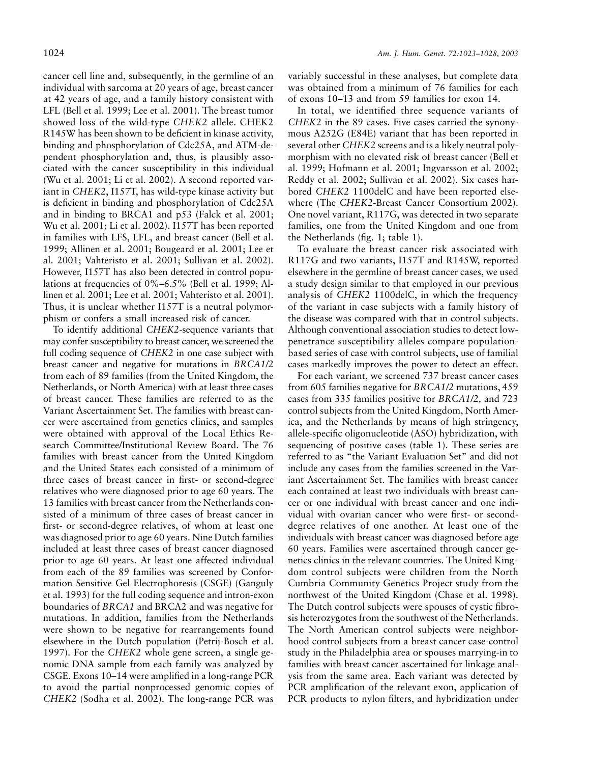cancer cell line and, subsequently, in the germline of an individual with sarcoma at 20 years of age, breast cancer at 42 years of age, and a family history consistent with LFL (Bell et al. 1999; Lee et al. 2001). The breast tumor showed loss of the wild-type *CHEK2* allele. CHEK2 R145W has been shown to be deficient in kinase activity, binding and phosphorylation of Cdc25A, and ATM-dependent phosphorylation and, thus, is plausibly associated with the cancer susceptibility in this individual (Wu et al. 2001; Li et al. 2002). A second reported variant in *CHEK2*, I157T, has wild-type kinase activity but is deficient in binding and phosphorylation of Cdc25A and in binding to BRCA1 and p53 (Falck et al. 2001; Wu et al. 2001; Li et al. 2002). I157T has been reported in families with LFS, LFL, and breast cancer (Bell et al. 1999; Allinen et al. 2001; Bougeard et al. 2001; Lee et al. 2001; Vahteristo et al. 2001; Sullivan et al. 2002). However, I157T has also been detected in control populations at frequencies of 0%–6.5% (Bell et al. 1999; Allinen et al. 2001; Lee et al. 2001; Vahteristo et al. 2001). Thus, it is unclear whether I157T is a neutral polymorphism or confers a small increased risk of cancer.

To identify additional *CHEK2*-sequence variants that may confer susceptibility to breast cancer, we screened the full coding sequence of *CHEK2* in one case subject with breast cancer and negative for mutations in *BRCA1/2* from each of 89 families (from the United Kingdom, the Netherlands, or North America) with at least three cases of breast cancer. These families are referred to as the Variant Ascertainment Set. The families with breast cancer were ascertained from genetics clinics, and samples were obtained with approval of the Local Ethics Research Committee/Institutional Review Board. The 76 families with breast cancer from the United Kingdom and the United States each consisted of a minimum of three cases of breast cancer in first- or second-degree relatives who were diagnosed prior to age 60 years. The 13 families with breast cancer from the Netherlands consisted of a minimum of three cases of breast cancer in first- or second-degree relatives, of whom at least one was diagnosed prior to age 60 years. Nine Dutch families included at least three cases of breast cancer diagnosed prior to age 60 years. At least one affected individual from each of the 89 families was screened by Conformation Sensitive Gel Electrophoresis (CSGE) (Ganguly et al. 1993) for the full coding sequence and intron-exon boundaries of *BRCA1* and BRCA2 and was negative for mutations. In addition, families from the Netherlands were shown to be negative for rearrangements found elsewhere in the Dutch population (Petrij-Bosch et al. 1997). For the *CHEK2* whole gene screen, a single genomic DNA sample from each family was analyzed by CSGE. Exons 10–14 were amplified in a long-range PCR to avoid the partial nonprocessed genomic copies of *CHEK2* (Sodha et al. 2002). The long-range PCR was variably successful in these analyses, but complete data was obtained from a minimum of 76 families for each of exons 10–13 and from 59 families for exon 14.

In total, we identified three sequence variants of *CHEK2* in the 89 cases. Five cases carried the synonymous A252G (E84E) variant that has been reported in several other *CHEK2* screens and is a likely neutral polymorphism with no elevated risk of breast cancer (Bell et al. 1999; Hofmann et al. 2001; Ingvarsson et al. 2002; Reddy et al. 2002; Sullivan et al. 2002). Six cases harbored *CHEK2* 1100delC and have been reported elsewhere (The *CHEK2*-Breast Cancer Consortium 2002). One novel variant, R117G, was detected in two separate families, one from the United Kingdom and one from the Netherlands (fig. 1; table 1).

To evaluate the breast cancer risk associated with R117G and two variants, I157T and R145W, reported elsewhere in the germline of breast cancer cases, we used a study design similar to that employed in our previous analysis of *CHEK2* 1100delC, in which the frequency of the variant in case subjects with a family history of the disease was compared with that in control subjects. Although conventional association studies to detect low-penetrance susceptibility alleles compare population-based series of case with control subjects, use of familial cases markedly improves the power to detect an effect.

For each variant, we screened 737 breast cancer cases from 605 families negative for *BRCA1/2* mutations, 459 cases from 335 families positive for *BRCA1/2,* and 723 control subjects from the United Kingdom, North America, and the Netherlands by means of high stringency, allele-specific oligonucleotide (ASO) hybridization, with sequencing of positive cases (table 1). These series are referred to as "the Variant Evaluation Set" and did not include any cases from the families screened in the Variant Ascertainment Set. The families with breast cancer each contained at least two individuals with breast cancer or one individual with breast cancer and one individual with ovarian cancer who were first- or second-degree relatives of one another. At least one of the individuals with breast cancer was diagnosed before age 60 years. Families were ascertained through cancer genetics clinics in the relevant countries. The United Kingdom control subjects were children from the North Cumbria Community Genetics Project study from the northwest of the United Kingdom (Chase et al. 1998). The Dutch control subjects were spouses of cystic fibrosis heterozygotes from the southwest of the Netherlands. The North American control subjects were neighborhood control subjects from a breast cancer case-control study in the Philadelphia area or spouses marrying-in to families with breast cancer ascertained for linkage analysis from the same area. Each variant was detected by PCR amplification of the relevant exon, application of PCR products to nylon filters, and hybridization under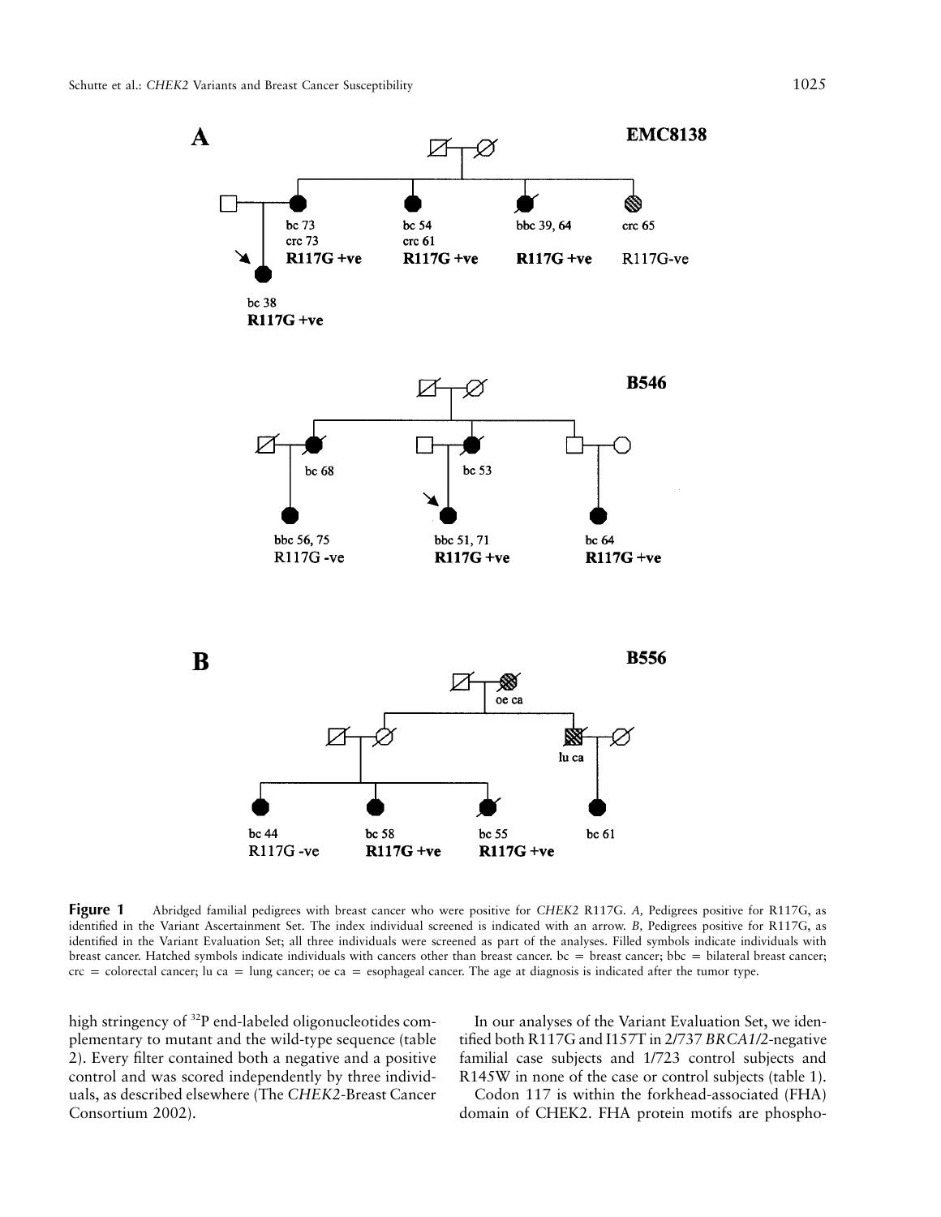**Figure 1** Abridged familial pedigrees with breast cancer who were positive for *CHEK2* R117G. *A,* Pedigrees positive for R117G, as identified in the Variant Ascertainment Set. The index individual screened is indicated with an arrow. *B,* Pedigrees positive for R117G, as identified in the Variant Evaluation Set; all three individuals were screened as part of the analyses. Filled symbols indicate individuals with breast cancer. Hatched symbols indicate individuals with cancers other than breast cancer. bc = breast cancer; bbc = bilateral breast cancer; crc = colorectal cancer; lu ca = lung cancer; oe ca = esophageal cancer. The age at diagnosis is indicated after the tumor type.

high stringency of $^{32}$P end-labeled oligonucleotides complementary to mutant and the wild-type sequence (table 2). Every filter contained both a negative and a positive control and was scored independently by three individuals, as described elsewhere (The *CHEK2*-Breast Cancer Consortium 2002).

In our analyses of the Variant Evaluation Set, we identified both R117G and I157T in 2/737 *BRCA1/2*-negative familial case subjects and 1/723 control subjects and R145W in none of the case or control subjects (table 1).

Codon 117 is within the forkhead-associated (FHA) domain of CHEK2. FHA protein motifs are phospho-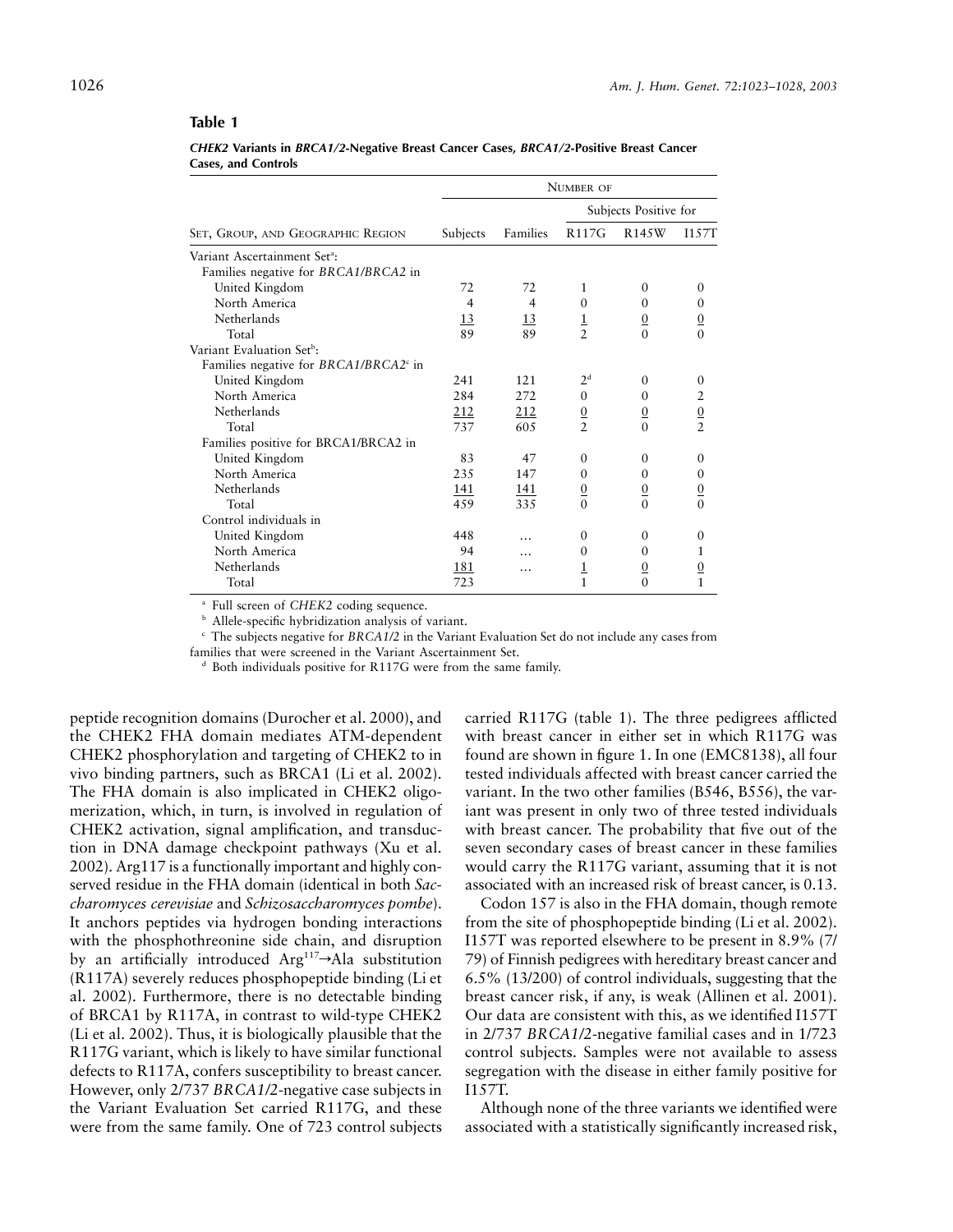**Table 1**

***CHEK2* Variants in *BRCA1/2*-Negative Breast Cancer Cases, *BRCA1/2*-Positive Breast Cancer Cases, and Controls**

| Set, Group, and Geographic Region | Number of | | | | |
|---|---|---|---|---|---|
| | | | Subjects Positive for | | |
| | Subjects | Families | R117G | R145W | I157T |
| Variant Ascertainment Set[a]: | | | | | |
| Families negative for *BRCA1/BRCA2* in | | | | | |
| United Kingdom | 72 | 72 | 1 | 0 | 0 |
| North America | 4 | 4 | 0 | 0 | 0 |
| Netherlands | 13 | 13 | 1 | 0 | 0 |
| Total | 89 | 89 | 2 | 0 | 0 |
| Variant Evaluation Set[b]: | | | | | |
| Families negative for *BRCA1/BRCA2*[c] in | | | | | |
| United Kingdom | 241 | 121 | 2[d] | 0 | 0 |
| North America | 284 | 272 | 0 | 0 | 2 |
| Netherlands | 212 | 212 | 0 | 0 | 0 |
| Total | 737 | 605 | 2 | 0 | 2 |
| Families positive for BRCA1/BRCA2 in | | | | | |
| United Kingdom | 83 | 47 | 0 | 0 | 0 |
| North America | 235 | 147 | 0 | 0 | 0 |
| Netherlands | 141 | 141 | 0 | 0 | 0 |
| Total | 459 | 335 | 0 | 0 | 0 |
| Control individuals in | | | | | |
| United Kingdom | 448 | … | 0 | 0 | 0 |
| North America | 94 | … | 0 | 0 | 1 |
| Netherlands | 181 | … | 1 | 0 | 0 |
| Total | 723 | … | 1 | 0 | 1 |

[a] Full screen of *CHEK2* coding sequence.

[b] Allele-specific hybridization analysis of variant.

[c] The subjects negative for *BRCA1/2* in the Variant Evaluation Set do not include any cases from families that were screened in the Variant Ascertainment Set.

[d] Both individuals positive for R117G were from the same family.

peptide recognition domains (Durocher et al. 2000), and the CHEK2 FHA domain mediates ATM-dependent CHEK2 phosphorylation and targeting of CHEK2 to in vivo binding partners, such as BRCA1 (Li et al. 2002). The FHA domain is also implicated in CHEK2 oligomerization, which, in turn, is involved in regulation of CHEK2 activation, signal amplification, and transduction in DNA damage checkpoint pathways (Xu et al. 2002). Arg117 is a functionally important and highly conserved residue in the FHA domain (identical in both *Saccharomyces cerevisiae* and *Schizosaccharomyces pombe*). It anchors peptides via hydrogen bonding interactions with the phosphothreonine side chain, and disruption by an artificially introduced $\text{Arg}^{117}\rightarrow$Ala substitution (R117A) severely reduces phosphopeptide binding (Li et al. 2002). Furthermore, there is no detectable binding of BRCA1 by R117A, in contrast to wild-type CHEK2 (Li et al. 2002). Thus, it is biologically plausible that the R117G variant, which is likely to have similar functional defects to R117A, confers susceptibility to breast cancer. However, only 2/737 *BRCA1/2*-negative case subjects in the Variant Evaluation Set carried R117G, and these were from the same family. One of 723 control subjects carried R117G (table 1). The three pedigrees afflicted with breast cancer in either set in which R117G was found are shown in figure 1. In one (EMC8138), all four tested individuals affected with breast cancer carried the variant. In the two other families (B546, B556), the variant was present in only two of three tested individuals with breast cancer. The probability that five out of the seven secondary cases of breast cancer in these families would carry the R117G variant, assuming that it is not associated with an increased risk of breast cancer, is 0.13.

Codon 157 is also in the FHA domain, though remote from the site of phosphopeptide binding (Li et al. 2002). I157T was reported elsewhere to be present in 8.9% (7/79) of Finnish pedigrees with hereditary breast cancer and 6.5% (13/200) of control individuals, suggesting that the breast cancer risk, if any, is weak (Allinen et al. 2001). Our data are consistent with this, as we identified I157T in 2/737 *BRCA1/2*-negative familial cases and in 1/723 control subjects. Samples were not available to assess segregation with the disease in either family positive for I157T.

Although none of the three variants we identified were associated with a statistically significantly increased risk,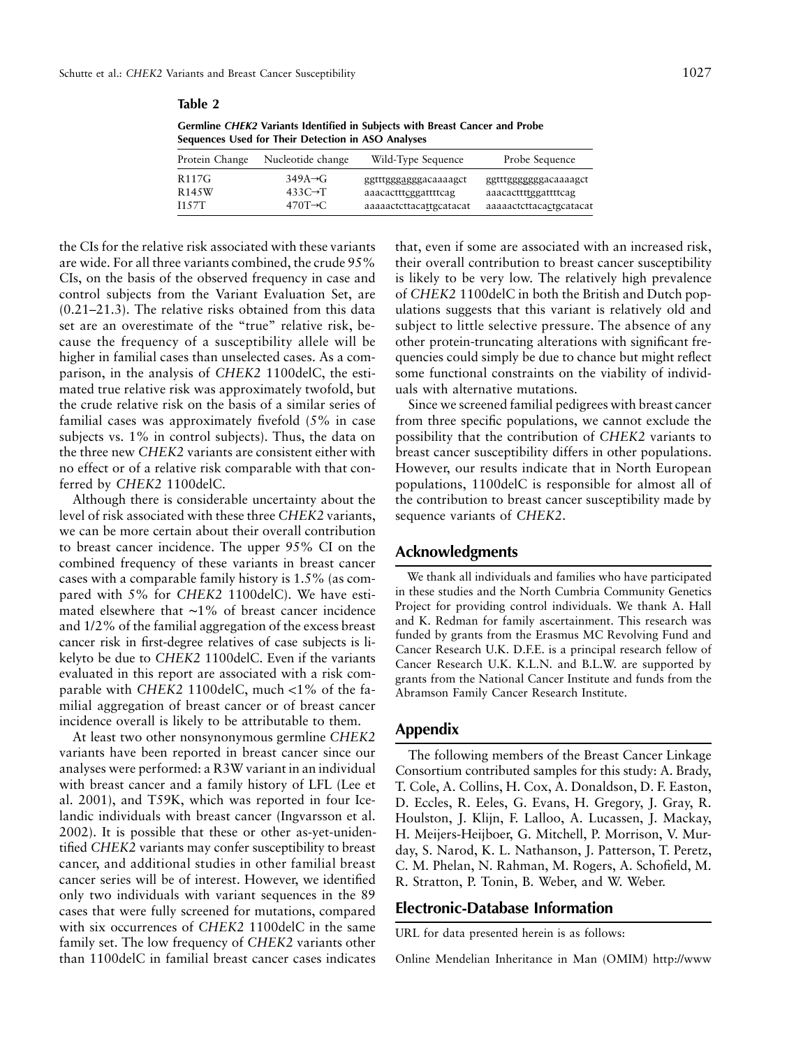**Table 2**

**Germline *CHEK2* Variants Identified in Subjects with Breast Cancer and Probe Sequences Used for Their Detection in ASO Analyses**

| Protein Change | Nucleotide change | Wild-Type Sequence | Probe Sequence |
|---|---|---|---|
| R117G | 349A→G | ggtttgggagggacaaaagct | ggtttgggggggacaaaagct |
| R145W | 433C→T | aaacactttcggattttcag | aaacactttggattttcag |
| I157T | 470T→C | aaaaactcttacattgcatacat | aaaaactcttacactgcatacat |

the CIs for the relative risk associated with these variants are wide. For all three variants combined, the crude 95% CIs, on the basis of the observed frequency in case and control subjects from the Variant Evaluation Set, are (0.21–21.3). The relative risks obtained from this data set are an overestimate of the "true" relative risk, because the frequency of a susceptibility allele will be higher in familial cases than unselected cases. As a comparison, in the analysis of *CHEK2* 1100delC, the estimated true relative risk was approximately twofold, but the crude relative risk on the basis of a similar series of familial cases was approximately fivefold (5% in case subjects vs. 1% in control subjects). Thus, the data on the three new *CHEK2* variants are consistent either with no effect or of a relative risk comparable with that conferred by *CHEK2* 1100delC.

Although there is considerable uncertainty about the level of risk associated with these three *CHEK2* variants, we can be more certain about their overall contribution to breast cancer incidence. The upper 95% CI on the combined frequency of these variants in breast cancer cases with a comparable family history is 1.5% (as compared with 5% for *CHEK2* 1100delC). We have estimated elsewhere that ~1% of breast cancer incidence and 1/2% of the familial aggregation of the excess breast cancer risk in first-degree relatives of case subjects is likelyto be due to *CHEK2* 1100delC. Even if the variants evaluated in this report are associated with a risk comparable with *CHEK2* 1100delC, much <1% of the familial aggregation of breast cancer or of breast cancer incidence overall is likely to be attributable to them.

At least two other nonsynonymous germline *CHEK2* variants have been reported in breast cancer since our analyses were performed: a R3W variant in an individual with breast cancer and a family history of LFL (Lee et al. 2001), and T59K, which was reported in four Icelandic individuals with breast cancer (Ingvarsson et al. 2002). It is possible that these or other as-yet-unidentified *CHEK2* variants may confer susceptibility to breast cancer, and additional studies in other familial breast cancer series will be of interest. However, we identified only two individuals with variant sequences in the 89 cases that were fully screened for mutations, compared with six occurrences of *CHEK2* 1100delC in the same family set. The low frequency of *CHEK2* variants other than 1100delC in familial breast cancer cases indicates that, even if some are associated with an increased risk, their overall contribution to breast cancer susceptibility is likely to be very low. The relatively high prevalence of *CHEK2* 1100delC in both the British and Dutch populations suggests that this variant is relatively old and subject to little selective pressure. The absence of any other protein-truncating alterations with significant frequencies could simply be due to chance but might reflect some functional constraints on the viability of individuals with alternative mutations.

Since we screened familial pedigrees with breast cancer from three specific populations, we cannot exclude the possibility that the contribution of *CHEK2* variants to breast cancer susceptibility differs in other populations. However, our results indicate that in North European populations, 1100delC is responsible for almost all of the contribution to breast cancer susceptibility made by sequence variants of *CHEK2*.

## Acknowledgments

We thank all individuals and families who have participated in these studies and the North Cumbria Community Genetics Project for providing control individuals. We thank A. Hall and K. Redman for family ascertainment. This research was funded by grants from the Erasmus MC Revolving Fund and Cancer Research U.K. D.F.E. is a principal research fellow of Cancer Research U.K. K.L.N. and B.L.W. are supported by grants from the National Cancer Institute and funds from the Abramson Family Cancer Research Institute.

## Appendix

The following members of the Breast Cancer Linkage Consortium contributed samples for this study: A. Brady, T. Cole, A. Collins, H. Cox, A. Donaldson, D. F. Easton, D. Eccles, R. Eeles, G. Evans, H. Gregory, J. Gray, R. Houlston, J. Klijn, F. Lalloo, A. Lucassen, J. Mackay, H. Meijers-Heijboer, G. Mitchell, P. Morrison, V. Murday, S. Narod, K. L. Nathanson, J. Patterson, T. Peretz, C. M. Phelan, N. Rahman, M. Rogers, A. Schofield, M. R. Stratton, P. Tonin, B. Weber, and W. Weber.

## Electronic-Database Information

URL for data presented herein is as follows:

Online Mendelian Inheritance in Man (OMIM) http://www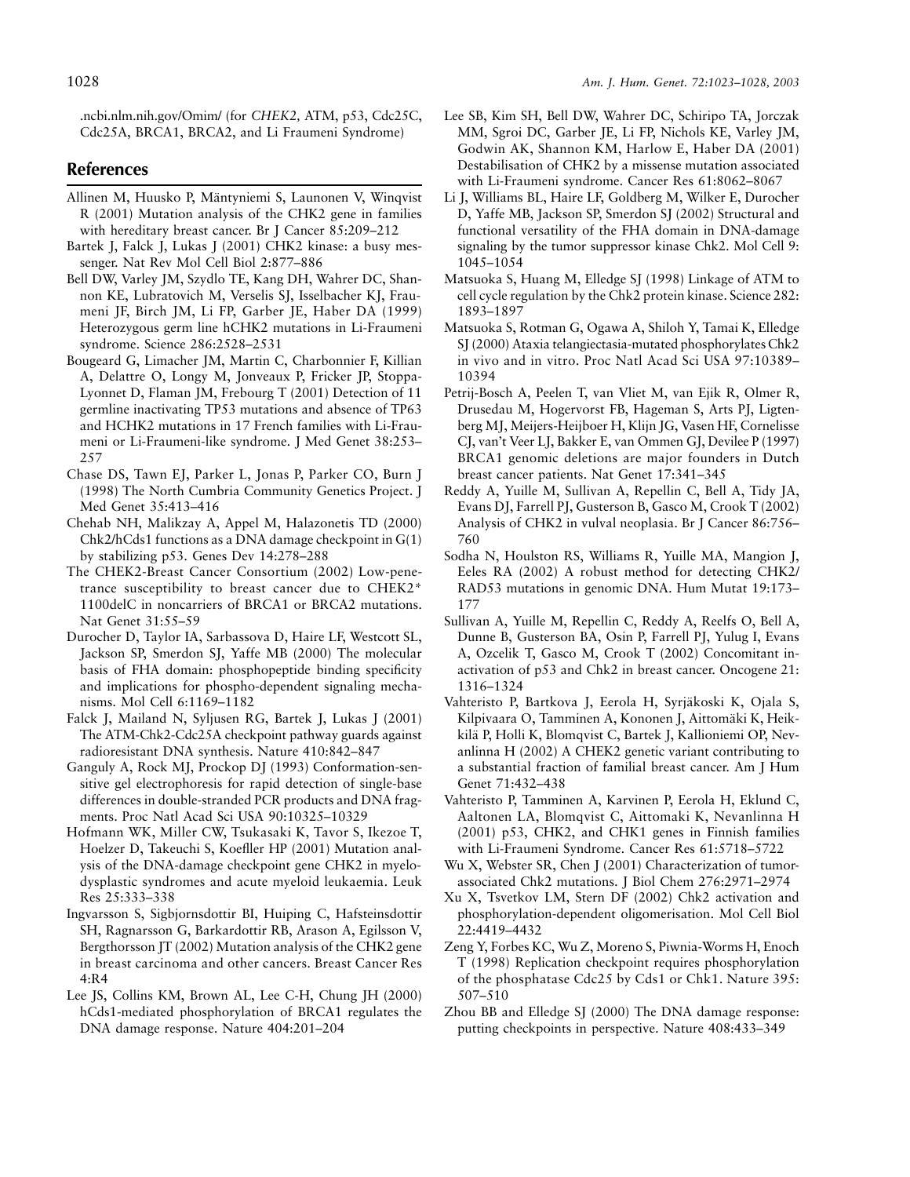.ncbi.nlm.nih.gov/Omim/ (for *CHEK2*, ATM, p53, Cdc25C, Cdc25A, BRCA1, BRCA2, and Li Fraumeni Syndrome)

## References

Allinen M, Huusko P, Mäntyniemi S, Launonen V, Winqvist R (2001) Mutation analysis of the CHK2 gene in families with hereditary breast cancer. Br J Cancer 85:209–212

Bartek J, Falck J, Lukas J (2001) CHK2 kinase: a busy messenger. Nat Rev Mol Cell Biol 2:877–886

Bell DW, Varley JM, Szydlo TE, Kang DH, Wahrer DC, Shannon KE, Lubratovich M, Verselis SJ, Isselbacher KJ, Fraumeni JF, Birch JM, Li FP, Garber JE, Haber DA (1999) Heterozygous germ line hCHK2 mutations in Li-Fraumeni syndrome. Science 286:2528–2531

Bougeard G, Limacher JM, Martin C, Charbonnier F, Killian A, Delattre O, Longy M, Jonveaux P, Fricker JP, Stoppa-Lyonnet D, Flaman JM, Frebourg T (2001) Detection of 11 germline inactivating TP53 mutations and absence of TP63 and HCHK2 mutations in 17 French families with Li-Fraumeni or Li-Fraumeni-like syndrome. J Med Genet 38:253–257

Chase DS, Tawn EJ, Parker L, Jonas P, Parker CO, Burn J (1998) The North Cumbria Community Genetics Project. J Med Genet 35:413–416

Chehab NH, Malikzay A, Appel M, Halazonetis TD (2000) Chk2/hCds1 functions as a DNA damage checkpoint in G(1) by stabilizing p53. Genes Dev 14:278–288

The CHEK2-Breast Cancer Consortium (2002) Low-penetrance susceptibility to breast cancer due to CHEK2* 1100delC in noncarriers of BRCA1 or BRCA2 mutations. Nat Genet 31:55–59

Durocher D, Taylor IA, Sarbassova D, Haire LF, Westcott SL, Jackson SP, Smerdon SJ, Yaffe MB (2000) The molecular basis of FHA domain: phosphopeptide binding specificity and implications for phospho-dependent signaling mechanisms. Mol Cell 6:1169–1182

Falck J, Mailand N, Syljusen RG, Bartek J, Lukas J (2001) The ATM-Chk2-Cdc25A checkpoint pathway guards against radioresistant DNA synthesis. Nature 410:842–847

Ganguly A, Rock MJ, Prockop DJ (1993) Conformation-sensitive gel electrophoresis for rapid detection of single-base differences in double-stranded PCR products and DNA fragments. Proc Natl Acad Sci USA 90:10325–10329

Hofmann WK, Miller CW, Tsukasaki K, Tavor S, Ikezoe T, Hoelzer D, Takeuchi S, Koeffler HP (2001) Mutation analysis of the DNA-damage checkpoint gene CHK2 in myelodysplastic syndromes and acute myeloid leukaemia. Leuk Res 25:333–338

Ingvarsson S, Sigbjornsdottir BI, Huiping C, Hafsteinsdottir SH, Ragnarsson G, Barkardottir RB, Arason A, Egilsson V, Bergthorsson JT (2002) Mutation analysis of the CHK2 gene in breast carcinoma and other cancers. Breast Cancer Res 4:R4

Lee JS, Collins KM, Brown AL, Lee C-H, Chung JH (2000) hCds1-mediated phosphorylation of BRCA1 regulates the DNA damage response. Nature 404:201–204

Lee SB, Kim SH, Bell DW, Wahrer DC, Schiripo TA, Jorczak MM, Sgroi DC, Garber JE, Li FP, Nichols KE, Varley JM, Godwin AK, Shannon KM, Harlow E, Haber DA (2001) Destabilisation of CHK2 by a missense mutation associated with Li-Fraumeni syndrome. Cancer Res 61:8062–8067

Li J, Williams BL, Haire LF, Goldberg M, Wilker E, Durocher D, Yaffe MB, Jackson SP, Smerdon SJ (2002) Structural and functional versatility of the FHA domain in DNA-damage signaling by the tumor suppressor kinase Chk2. Mol Cell 9:1045–1054

Matsuoka S, Huang M, Elledge SJ (1998) Linkage of ATM to cell cycle regulation by the Chk2 protein kinase. Science 282:1893–1897

Matsuoka S, Rotman G, Ogawa A, Shiloh Y, Tamai K, Elledge SJ (2000) Ataxia telangiectasia-mutated phosphorylates Chk2 in vivo and in vitro. Proc Natl Acad Sci USA 97:10389–10394

Petrij-Bosch A, Peelen T, van Vliet M, van Ejik R, Olmer R, Drusedau M, Hogervorst FB, Hageman S, Arts PJ, Ligtenberg MJ, Meijers-Heijboer H, Klijn JG, Vasen HF, Cornelisse CJ, van't Veer LJ, Bakker E, van Ommen GJ, Devilee P (1997) BRCA1 genomic deletions are major founders in Dutch breast cancer patients. Nat Genet 17:341–345

Reddy A, Yuille M, Sullivan A, Repellin C, Bell A, Tidy JA, Evans DJ, Farrell PJ, Gusterson B, Gasco M, Crook T (2002) Analysis of CHK2 in vulval neoplasia. Br J Cancer 86:756–760

Sodha N, Houlston RS, Williams R, Yuille MA, Mangion J, Eeles RA (2002) A robust method for detecting CHK2/RAD53 mutations in genomic DNA. Hum Mutat 19:173–177

Sullivan A, Yuille M, Repellin C, Reddy A, Reelfs O, Bell A, Dunne B, Gusterson BA, Osin P, Farrell PJ, Yulug I, Evans A, Ozcelik T, Gasco M, Crook T (2002) Concomitant inactivation of p53 and Chk2 in breast cancer. Oncogene 21:1316–1324

Vahteristo P, Bartkova J, Eerola H, Syrjäkoski K, Ojala S, Kilpivaara O, Tamminen A, Kononen J, Aittomäki K, Heikkilä P, Holli K, Blomqvist C, Bartek J, Kallioniemi OP, Nevanlinna H (2002) A CHEK2 genetic variant contributing to a substantial fraction of familial breast cancer. Am J Hum Genet 71:432–438

Vahteristo P, Tamminen A, Karvinen P, Eerola H, Eklund C, Aaltonen LA, Blomqvist C, Aittomaki K, Nevanlinna H (2001) p53, CHK2, and CHK1 genes in Finnish families with Li-Fraumeni Syndrome. Cancer Res 61:5718–5722

Wu X, Webster SR, Chen J (2001) Characterization of tumor-associated Chk2 mutations. J Biol Chem 276:2971–2974

Xu X, Tsvetkov LM, Stern DF (2002) Chk2 activation and phosphorylation-dependent oligomerisation. Mol Cell Biol 22:4419–4432

Zeng Y, Forbes KC, Wu Z, Moreno S, Piwnia-Worms H, Enoch T (1998) Replication checkpoint requires phosphorylation of the phosphatase Cdc25 by Cds1 or Chk1. Nature 395:507–510

Zhou BB and Elledge SJ (2000) The DNA damage response: putting checkpoints in perspective. Nature 408:433–349